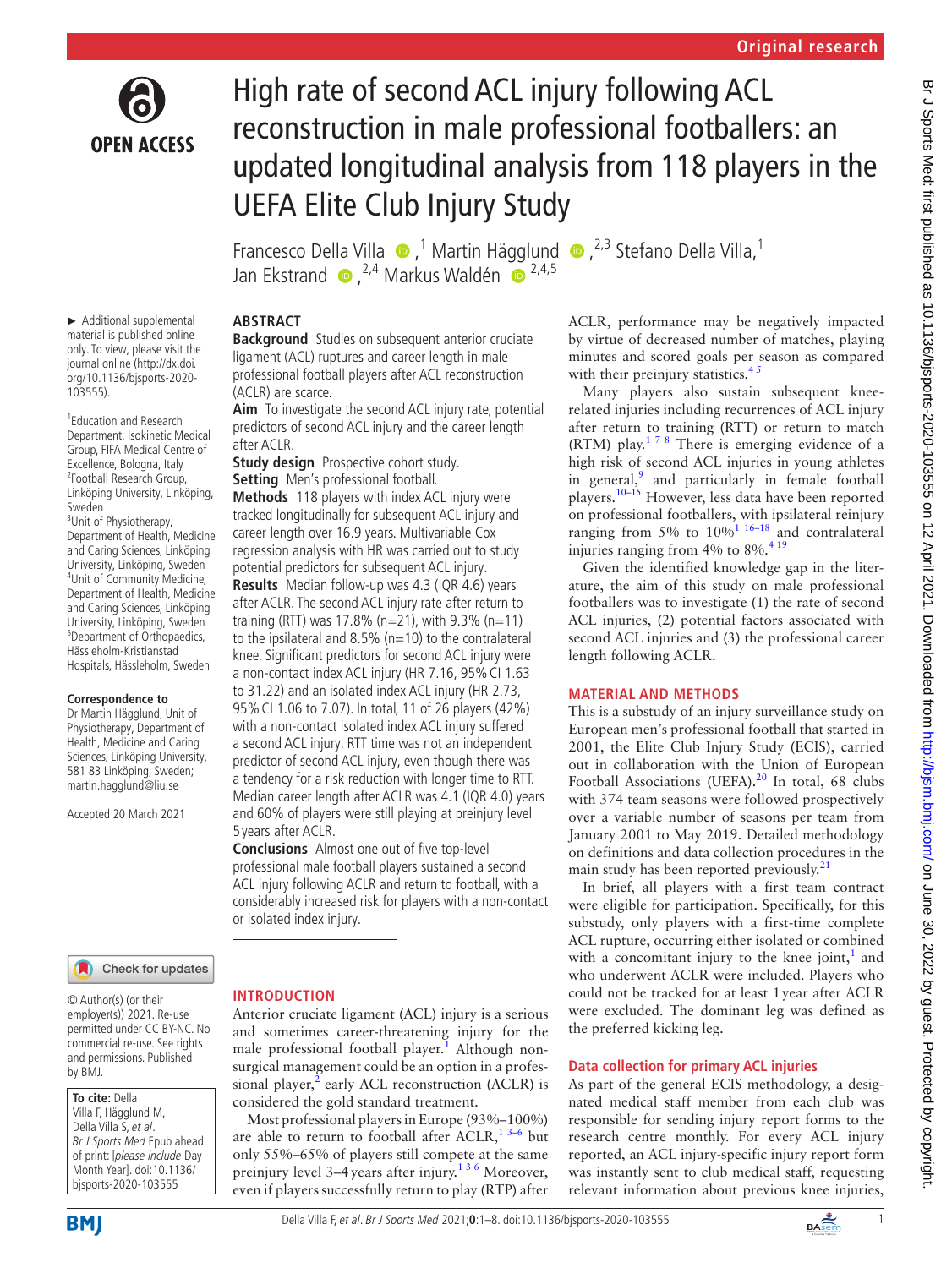Original research

# High rate of second ACL injury following ACL reconstruction in male professional footballers: an updated longitudinal analysis from 118 players in the UEFA Elite Club Injury Study

Francesco Della Villa,[1] Martin Hägglund,[2,3] Stefano Della Villa,[1] Jan Ekstrand,[2,4] Markus Waldén[2,4,5]

► Additional supplemental material is published online only. To view, please visit the journal online (http://dx.doi.org/10.1136/bjsports-2020-103555).

[1]Education and Research Department, Isokinetic Medical Group, FIFA Medical Centre of Excellence, Bologna, Italy
[2]Football Research Group, Linköping University, Linköping, Sweden
[3]Unit of Physiotherapy, Department of Health, Medicine and Caring Sciences, Linköping University, Linköping, Sweden
[4]Unit of Community Medicine, Department of Health, Medicine and Caring Sciences, Linköping University, Linköping, Sweden
[5]Department of Orthopaedics, Hässleholm-Kristianstad Hospitals, Hässleholm, Sweden

**Correspondence to**
Dr Martin Hägglund, Unit of Physiotherapy, Department of Health, Medicine and Caring Sciences, Linköping University, 581 83 Linköping, Sweden; martin.hagglund@liu.se

Accepted 20 March 2021

© Author(s) (or their employer(s)) 2021. Re-use permitted under CC BY-NC. No commercial re-use. See rights and permissions. Published by BMJ.

**To cite:** Della Villa F, Hägglund M, Della Villa S, *et al*. *Br J Sports Med* Epub ahead of print: [*please include* Day Month Year]. doi:10.1136/bjsports-2020-103555

## ABSTRACT

**Background** Studies on subsequent anterior cruciate ligament (ACL) ruptures and career length in male professional football players after ACL reconstruction (ACLR) are scarce.

**Aim** To investigate the second ACL injury rate, potential predictors of second ACL injury and the career length after ACLR.

**Study design** Prospective cohort study.

**Setting** Men's professional football.

**Methods** 118 players with index ACL injury were tracked longitudinally for subsequent ACL injury and career length over 16.9 years. Multivariable Cox regression analysis with HR was carried out to study potential predictors for subsequent ACL injury.

**Results** Median follow-up was 4.3 (IQR 4.6) years after ACLR. The second ACL injury rate after return to training (RTT) was 17.8% (n=21), with 9.3% (n=11) to the ipsilateral and 8.5% (n=10) to the contralateral knee. Significant predictors for second ACL injury were a non-contact index ACL injury (HR 7.16, 95% CI 1.63 to 31.22) and an isolated index ACL injury (HR 2.73, 95% CI 1.06 to 7.07). In total, 11 of 26 players (42%) with a non-contact isolated index ACL injury suffered a second ACL injury. RTT time was not an independent predictor of second ACL injury, even though there was a tendency for a risk reduction with longer time to RTT. Median career length after ACLR was 4.1 (IQR 4.0) years and 60% of players were still playing at preinjury level 5 years after ACLR.

**Conclusions** Almost one out of five top-level professional male football players sustained a second ACL injury following ACLR and return to football, with a considerably increased risk for players with a non-contact or isolated index injury.

## INTRODUCTION

Anterior cruciate ligament (ACL) injury is a serious and sometimes career-threatening injury for the male professional football player.[1] Although non-surgical management could be an option in a professional player,[2] early ACL reconstruction (ACLR) is considered the gold standard treatment.

Most professional players in Europe (93%–100%) are able to return to football after ACLR,[1 3–6] but only 55%–65% of players still compete at the same preinjury level 3–4 years after injury.[1 3 6] Moreover, even if players successfully return to play (RTP) after ACLR, performance may be negatively impacted by virtue of decreased number of matches, playing minutes and scored goals per season as compared with their preinjury statistics.[4 5]

Many players also sustain subsequent knee-related injuries including recurrences of ACL injury after return to training (RTT) or return to match (RTM) play.[1 7 8] There is emerging evidence of a high risk of second ACL injuries in young athletes in general,[9] and particularly in female football players.[10–15] However, less data have been reported on professional footballers, with ipsilateral reinjury ranging from 5% to 10%[1 16–18] and contralateral injuries ranging from 4% to 8%.[4 19]

Given the identified knowledge gap in the literature, the aim of this study on male professional footballers was to investigate (1) the rate of second ACL injuries, (2) potential factors associated with second ACL injuries and (3) the professional career length following ACLR.

## MATERIAL AND METHODS

This is a substudy of an injury surveillance study on European men's professional football that started in 2001, the Elite Club Injury Study (ECIS), carried out in collaboration with the Union of European Football Associations (UEFA).[20] In total, 68 clubs with 374 team seasons were followed prospectively over a variable number of seasons per team from January 2001 to May 2019. Detailed methodology on definitions and data collection procedures in the main study has been reported previously.[21]

In brief, all players with a first team contract were eligible for participation. Specifically, for this substudy, only players with a first-time complete ACL rupture, occurring either isolated or combined with a concomitant injury to the knee joint,[1] and who underwent ACLR were included. Players who could not be tracked for at least 1 year after ACLR were excluded. The dominant leg was defined as the preferred kicking leg.

### Data collection for primary ACL injuries

As part of the general ECIS methodology, a designated medical staff member from each club was responsible for sending injury report forms to the research centre monthly. For every ACL injury reported, an ACL injury-specific injury report form was instantly sent to club medical staff, requesting relevant information about previous knee injuries,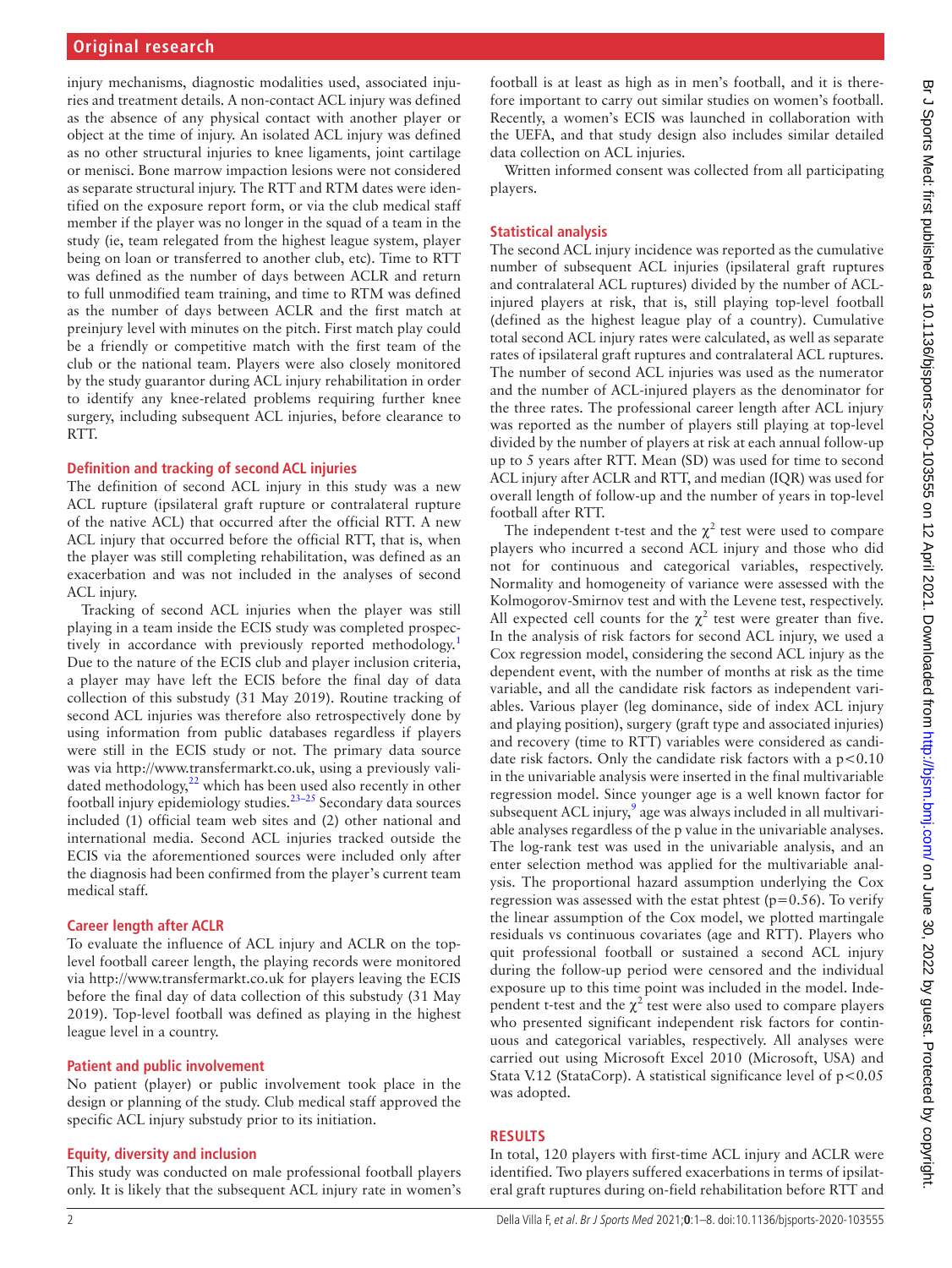injury mechanisms, diagnostic modalities used, associated injuries and treatment details. A non-contact ACL injury was defined as the absence of any physical contact with another player or object at the time of injury. An isolated ACL injury was defined as no other structural injuries to knee ligaments, joint cartilage or menisci. Bone marrow impaction lesions were not considered as separate structural injury. The RTT and RTM dates were identified on the exposure report form, or via the club medical staff member if the player was no longer in the squad of a team in the study (ie, team relegated from the highest league system, player being on loan or transferred to another club, etc). Time to RTT was defined as the number of days between ACLR and return to full unmodified team training, and time to RTM was defined as the number of days between ACLR and the first match at preinjury level with minutes on the pitch. First match play could be a friendly or competitive match with the first team of the club or the national team. Players were also closely monitored by the study guarantor during ACL injury rehabilitation in order to identify any knee-related problems requiring further knee surgery, including subsequent ACL injuries, before clearance to RTT.

### Definition and tracking of second ACL injuries

The definition of second ACL injury in this study was a new ACL rupture (ipsilateral graft rupture or contralateral rupture of the native ACL) that occurred after the official RTT. A new ACL injury that occurred before the official RTT, that is, when the player was still completing rehabilitation, was defined as an exacerbation and was not included in the analyses of second ACL injury.

Tracking of second ACL injuries when the player was still playing in a team inside the ECIS study was completed prospectively in accordance with previously reported methodology.[1] Due to the nature of the ECIS club and player inclusion criteria, a player may have left the ECIS before the final day of data collection of this substudy (31 May 2019). Routine tracking of second ACL injuries was therefore also retrospectively done by using information from public databases regardless if players were still in the ECIS study or not. The primary data source was via http://www.transfermarkt.co.uk, using a previously validated methodology,[22] which has been used also recently in other football injury epidemiology studies.[23–25] Secondary data sources included (1) official team web sites and (2) other national and international media. Second ACL injuries tracked outside the ECIS via the aforementioned sources were included only after the diagnosis had been confirmed from the player's current team medical staff.

### Career length after ACLR

To evaluate the influence of ACL injury and ACLR on the top-level football career length, the playing records were monitored via http://www.transfermarkt.co.uk for players leaving the ECIS before the final day of data collection of this substudy (31 May 2019). Top-level football was defined as playing in the highest league level in a country.

### Patient and public involvement

No patient (player) or public involvement took place in the design or planning of the study. Club medical staff approved the specific ACL injury substudy prior to its initiation.

### Equity, diversity and inclusion

This study was conducted on male professional football players only. It is likely that the subsequent ACL injury rate in women's football is at least as high as in men's football, and it is therefore important to carry out similar studies on women's football. Recently, a women's ECIS was launched in collaboration with the UEFA, and that study design also includes similar detailed data collection on ACL injuries.

Written informed consent was collected from all participating players.

### Statistical analysis

The second ACL injury incidence was reported as the cumulative number of subsequent ACL injuries (ipsilateral graft ruptures and contralateral ACL ruptures) divided by the number of ACL-injured players at risk, that is, still playing top-level football (defined as the highest league play of a country). Cumulative total second ACL injury rates were calculated, as well as separate rates of ipsilateral graft ruptures and contralateral ACL ruptures. The number of second ACL injuries was used as the numerator and the number of ACL-injured players as the denominator for the three rates. The professional career length after ACL injury was reported as the number of players still playing at top-level divided by the number of players at risk at each annual follow-up up to 5 years after RTT. Mean (SD) was used for time to second ACL injury after ACLR and RTT, and median (IQR) was used for overall length of follow-up and the number of years in top-level football after RTT.

The independent t-test and the $\chi^2$ test were used to compare players who incurred a second ACL injury and those who did not for continuous and categorical variables, respectively. Normality and homogeneity of variance were assessed with the Kolmogorov-Smirnov test and with the Levene test, respectively. All expected cell counts for the $\chi^2$ test were greater than five. In the analysis of risk factors for second ACL injury, we used a Cox regression model, considering the second ACL injury as the dependent event, with the number of months at risk as the time variable, and all the candidate risk factors as independent variables. Various player (leg dominance, side of index ACL injury and playing position), surgery (graft type and associated injuries) and recovery (time to RTT) variables were considered as candidate risk factors. Only the candidate risk factors with a $p<0.10$ in the univariable analysis were inserted in the final multivariable regression model. Since younger age is a well known factor for subsequent ACL injury,[9] age was always included in all multivariable analyses regardless of the p value in the univariable analyses. The log-rank test was used in the univariable analysis, and an enter selection method was applied for the multivariable analysis. The proportional hazard assumption underlying the Cox regression was assessed with the estat phtest ($p=0.56$). To verify the linear assumption of the Cox model, we plotted martingale residuals vs continuous covariates (age and RTT). Players who quit professional football or sustained a second ACL injury during the follow-up period were censored and the individual exposure up to this time point was included in the model. Independent t-test and the $\chi^2$ test were also used to compare players who presented significant independent risk factors for continuous and categorical variables, respectively. All analyses were carried out using Microsoft Excel 2010 (Microsoft, USA) and Stata V.12 (StataCorp). A statistical significance level of $p<0.05$ was adopted.

## RESULTS

In total, 120 players with first-time ACL injury and ACLR were identified. Two players suffered exacerbations in terms of ipsilateral graft ruptures during on-field rehabilitation before RTT and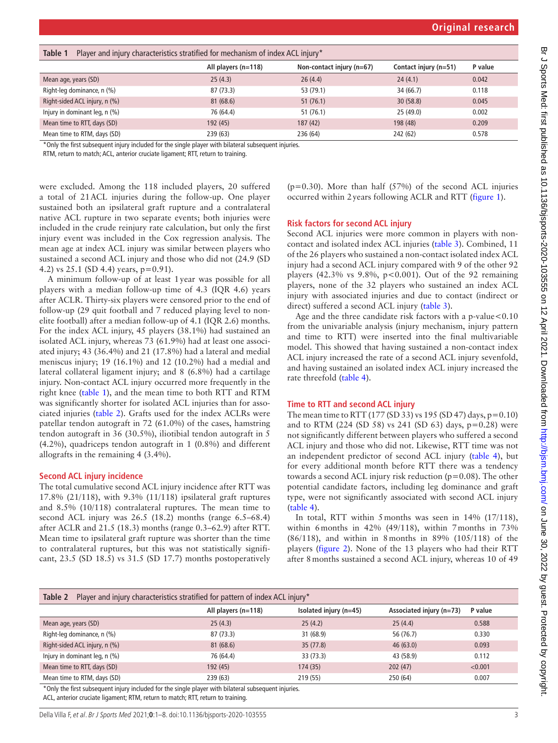**Table 1** Player and injury characteristics stratified for mechanism of index ACL injury*

| | All players (n=118) | Non-contact injury (n=67) | Contact injury (n=51) | P value |
|---|---|---|---|---|
| Mean age, years (SD) | 25 (4.3) | 26 (4.4) | 24 (4.1) | 0.042 |
| Right-leg dominance, n (%) | 87 (73.3) | 53 (79.1) | 34 (66.7) | 0.118 |
| Right-sided ACL injury, n (%) | 81 (68.6) | 51 (76.1) | 30 (58.8) | 0.045 |
| Injury in dominant leg, n (%) | 76 (64.4) | 51 (76.1) | 25 (49.0) | 0.002 |
| Mean time to RTT, days (SD) | 192 (45) | 187 (42) | 198 (48) | 0.209 |
| Mean time to RTM, days (SD) | 239 (63) | 236 (64) | 242 (62) | 0.578 |

*Only the first subsequent injury included for the single player with bilateral subsequent injuries.

RTM, return to match; ACL, anterior cruciate ligament; RTT, return to training.

were excluded. Among the 118 included players, 20 suffered a total of 21 ACL injuries during the follow-up. One player sustained both an ipsilateral graft rupture and a contralateral native ACL rupture in two separate events; both injuries were included in the crude reinjury rate calculation, but only the first injury event was included in the Cox regression analysis. The mean age at index ACL injury was similar between players who sustained a second ACL injury and those who did not (24.9 (SD 4.2) vs 25.1 (SD 4.4) years, p=0.91).

A minimum follow-up of at least 1 year was possible for all players with a median follow-up time of 4.3 (IQR 4.6) years after ACLR. Thirty-six players were censored prior to the end of follow-up (29 quit football and 7 reduced playing level to non-elite football) after a median follow-up of 4.1 (IQR 2.6) months. For the index ACL injury, 45 players (38.1%) had sustained an isolated ACL injury, whereas 73 (61.9%) had at least one associated injury; 43 (36.4%) and 21 (17.8%) had a lateral and medial meniscus injury; 19 (16.1%) and 12 (10.2%) had a medial and lateral collateral ligament injury; and 8 (6.8%) had a cartilage injury. Non-contact ACL injury occurred more frequently in the right knee (table 1), and the mean time to both RTT and RTM was significantly shorter for isolated ACL injuries than for associated injuries (table 2). Grafts used for the index ACLRs were patellar tendon autograft in 72 (61.0%) of the cases, hamstring tendon autograft in 36 (30.5%), iliotibial tendon autograft in 5 (4.2%), quadriceps tendon autograft in 1 (0.8%) and different allografts in the remaining 4 (3.4%).

## Second ACL injury incidence

The total cumulative second ACL injury incidence after RTT was 17.8% (21/118), with 9.3% (11/118) ipsilateral graft ruptures and 8.5% (10/118) contralateral ruptures. The mean time to second ACL injury was 26.5 (18.2) months (range 6.5–68.4) after ACLR and 21.5 (18.3) months (range 0.3–62.9) after RTT. Mean time to ipsilateral graft rupture was shorter than the time to contralateral ruptures, but this was not statistically significant, 23.5 (SD 18.5) vs 31.5 (SD 17.7) months postoperatively (p=0.30). More than half (57%) of the second ACL injuries occurred within 2 years following ACLR and RTT (figure 1).

## Risk factors for second ACL injury

Second ACL injuries were more common in players with non-contact and isolated index ACL injuries (table 3). Combined, 11 of the 26 players who sustained a non-contact isolated index ACL injury had a second ACL injury compared with 9 of the other 92 players (42.3% vs 9.8%, p<0.001). Out of the 92 remaining players, none of the 32 players who sustained an index ACL injury with associated injuries and due to contact (indirect or direct) suffered a second ACL injury (table 3).

Age and the three candidate risk factors with a p-value<0.10 from the univariable analysis (injury mechanism, injury pattern and time to RTT) were inserted into the final multivariable model. This showed that having sustained a non-contact index ACL injury increased the rate of a second ACL injury sevenfold, and having sustained an isolated index ACL injury increased the rate threefold (table 4).

## Time to RTT and second ACL injury

The mean time to RTT (177 (SD 33) vs 195 (SD 47) days, p=0.10) and to RTM (224 (SD 58) vs 241 (SD 63) days, p=0.28) were not significantly different between players who suffered a second ACL injury and those who did not. Likewise, RTT time was not an independent predictor of second ACL injury (table 4), but for every additional month before RTT there was a tendency towards a second ACL injury risk reduction (p=0.08). The other potential candidate factors, including leg dominance and graft type, were not significantly associated with second ACL injury (table 4).

In total, RTT within 5 months was seen in 14% (17/118), within 6 months in 42% (49/118), within 7 months in 73% (86/118), and within in 8 months in 89% (105/118) of the players (figure 2). None of the 13 players who had their RTT after 8 months sustained a second ACL injury, whereas 10 of 49

**Table 2** Player and injury characteristics stratified for pattern of index ACL injury*

| | All players (n=118) | Isolated injury (n=45) | Associated injury (n=73) | P value |
|---|---|---|---|---|
| Mean age, years (SD) | 25 (4.3) | 25 (4.2) | 25 (4.4) | 0.588 |
| Right-leg dominance, n (%) | 87 (73.3) | 31 (68.9) | 56 (76.7) | 0.330 |
| Right-sided ACL injury, n (%) | 81 (68.6) | 35 (77.8) | 46 (63.0) | 0.093 |
| Injury in dominant leg, n (%) | 76 (64.4) | 33 (73.3) | 43 (58.9) | 0.112 |
| Mean time to RTT, days (SD) | 192 (45) | 174 (35) | 202 (47) | <0.001 |
| Mean time to RTM, days (SD) | 239 (63) | 219 (55) | 250 (64) | 0.007 |

*Only the first subsequent injury included for the single player with bilateral subsequent injuries.

ACL, anterior cruciate ligament; RTM, return to match; RTT, return to training.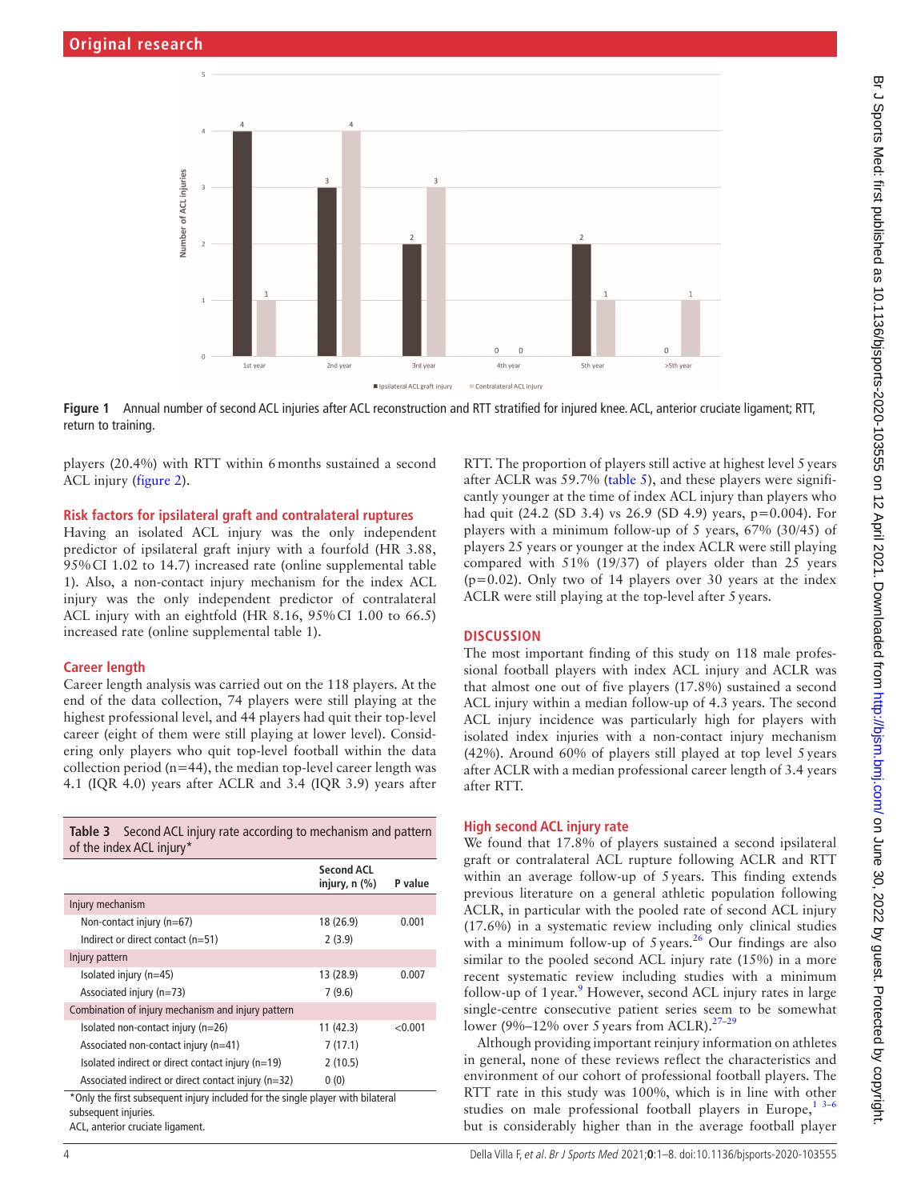Figure 1 Annual number of second ACL injuries after ACL reconstruction and RTT stratified for injured knee. ACL, anterior cruciate ligament; RTT, return to training.

players (20.4%) with RTT within 6 months sustained a second ACL injury (figure 2).

### Risk factors for ipsilateral graft and contralateral ruptures

Having an isolated ACL injury was the only independent predictor of ipsilateral graft injury with a fourfold (HR 3.88, 95% CI 1.02 to 14.7) increased rate (online supplemental table 1). Also, a non-contact injury mechanism for the index ACL injury was the only independent predictor of contralateral ACL injury with an eightfold (HR 8.16, 95% CI 1.00 to 66.5) increased rate (online supplemental table 1).

### Career length

Career length analysis was carried out on the 118 players. At the end of the data collection, 74 players were still playing at the highest professional level, and 44 players had quit their top-level career (eight of them were still playing at lower level). Considering only players who quit top-level football within the data collection period (n=44), the median top-level career length was 4.1 (IQR 4.0) years after ACLR and 3.4 (IQR 3.9) years after RTT. The proportion of players still active at highest level 5 years after ACLR was 59.7% (table 5), and these players were significantly younger at the time of index ACL injury than players who had quit (24.2 (SD 3.4) vs 26.9 (SD 4.9) years, p=0.004). For players with a minimum follow-up of 5 years, 67% (30/45) of players 25 years or younger at the index ACLR were still playing compared with 51% (19/37) of players older than 25 years (p=0.02). Only two of 14 players over 30 years at the index ACLR were still playing at the top-level after 5 years.

**Table 3** Second ACL injury rate according to mechanism and pattern of the index ACL injury*

| | Second ACL injury, n (%) | P value |
|---|---|---|
| **Injury mechanism** | | |
| Non-contact injury (n=67) | 18 (26.9) | 0.001 |
| Indirect or direct contact (n=51) | 2 (3.9) | |
| **Injury pattern** | | |
| Isolated injury (n=45) | 13 (28.9) | 0.007 |
| Associated injury (n=73) | 7 (9.6) | |
| **Combination of injury mechanism and injury pattern** | | |
| Isolated non-contact injury (n=26) | 11 (42.3) | <0.001 |
| Associated non-contact injury (n=41) | 7 (17.1) | |
| Isolated indirect or direct contact injury (n=19) | 2 (10.5) | |
| Associated indirect or direct contact injury (n=32) | 0 (0) | |

*Only the first subsequent injury included for the single player with bilateral subsequent injuries.
ACL, anterior cruciate ligament.

## DISCUSSION

The most important finding of this study on 118 male professional football players with index ACL injury and ACLR was that almost one out of five players (17.8%) sustained a second ACL injury within a median follow-up of 4.3 years. The second ACL injury incidence was particularly high for players with isolated index injuries with a non-contact injury mechanism (42%). Around 60% of players still played at top level 5 years after ACLR with a median professional career length of 3.4 years after RTT.

### High second ACL injury rate

We found that 17.8% of players sustained a second ipsilateral graft or contralateral ACL rupture following ACLR and RTT within an average follow-up of 5 years. This finding extends previous literature on a general athletic population following ACLR, in particular with the pooled rate of second ACL injury (17.6%) in a systematic review including only clinical studies with a minimum follow-up of 5 years.[26] Our findings are also similar to the pooled second ACL injury rate (15%) in a more recent systematic review including studies with a minimum follow-up of 1 year.[9] However, second ACL injury rates in large single-centre consecutive patient series seem to be somewhat lower (9%–12% over 5 years from ACLR).[27–29]

Although providing important reinjury information on athletes in general, none of these reviews reflect the characteristics and environment of our cohort of professional football players. The RTT rate in this study was 100%, which is in line with other studies on male professional football players in Europe,[1 3–6] but is considerably higher than in the average football player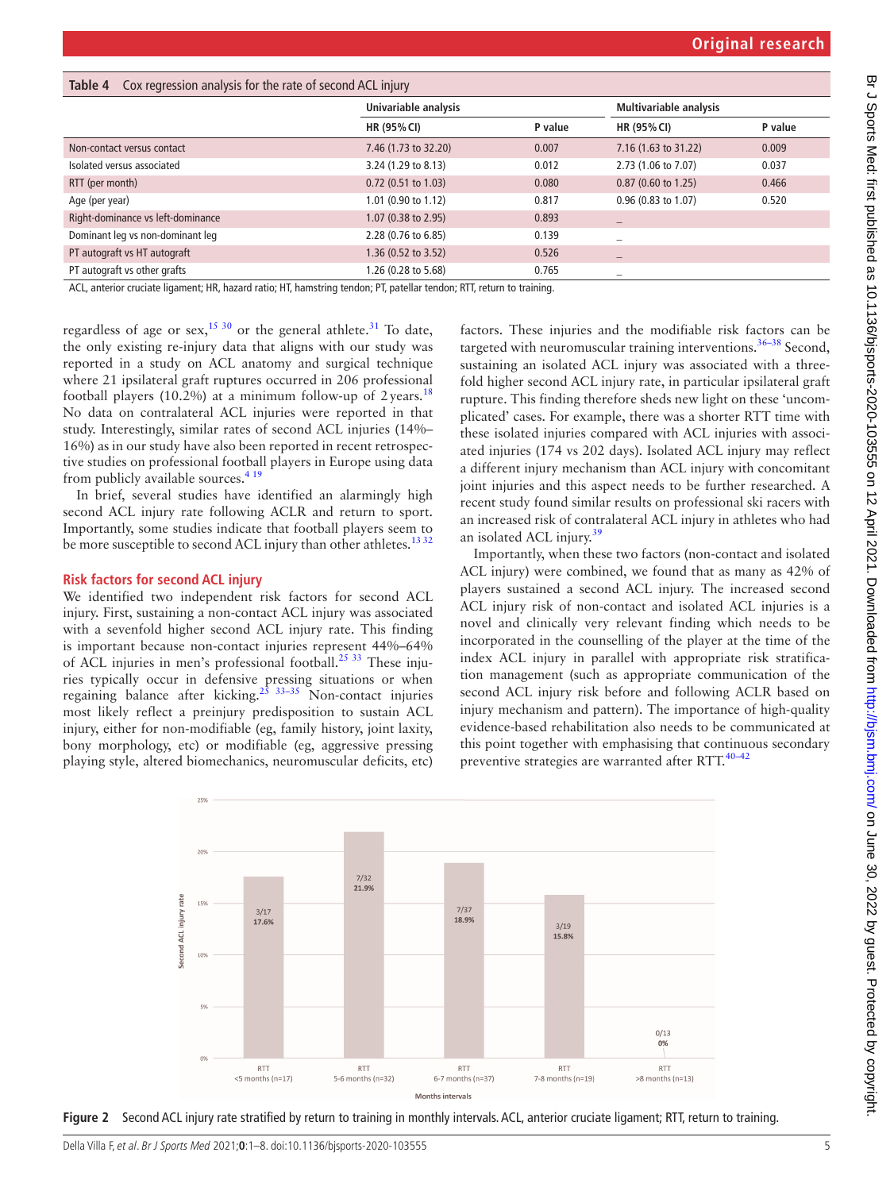**Table 4** Cox regression analysis for the rate of second ACL injury

| | Univariable analysis | | Multivariable analysis | |
|---|---|---|---|---|
| | HR (95% CI) | P value | HR (95% CI) | P value |
| Non-contact versus contact | 7.46 (1.73 to 32.20) | 0.007 | 7.16 (1.63 to 31.22) | 0.009 |
| Isolated versus associated | 3.24 (1.29 to 8.13) | 0.012 | 2.73 (1.06 to 7.07) | 0.037 |
| RTT (per month) | 0.72 (0.51 to 1.03) | 0.080 | 0.87 (0.60 to 1.25) | 0.466 |
| Age (per year) | 1.01 (0.90 to 1.12) | 0.817 | 0.96 (0.83 to 1.07) | 0.520 |
| Right-dominance vs left-dominance | 1.07 (0.38 to 2.95) | 0.893 | – | |
| Dominant leg vs non-dominant leg | 2.28 (0.76 to 6.85) | 0.139 | – | |
| PT autograft vs HT autograft | 1.36 (0.52 to 3.52) | 0.526 | – | |
| PT autograft vs other grafts | 1.26 (0.28 to 5.68) | 0.765 | – | |

ACL, anterior cruciate ligament; HR, hazard ratio; HT, hamstring tendon; PT, patellar tendon; RTT, return to training.

regardless of age or sex,[15 30] or the general athlete.[31] To date, the only existing re-injury data that aligns with our study was reported in a study on ACL anatomy and surgical technique where 21 ipsilateral graft ruptures occurred in 206 professional football players (10.2%) at a minimum follow-up of 2 years.[18] No data on contralateral ACL injuries were reported in that study. Interestingly, similar rates of second ACL injuries (14%–16%) as in our study have also been reported in recent retrospective studies on professional football players in Europe using data from publicly available sources.[4 19]

In brief, several studies have identified an alarmingly high second ACL injury rate following ACLR and return to sport. Importantly, some studies indicate that football players seem to be more susceptible to second ACL injury than other athletes.[13 32]

## Risk factors for second ACL injury

We identified two independent risk factors for second ACL injury. First, sustaining a non-contact ACL injury was associated with a sevenfold higher second ACL injury rate. This finding is important because non-contact injuries represent 44%–64% of ACL injuries in men's professional football.[25 33] These injuries typically occur in defensive pressing situations or when regaining balance after kicking.[25 33–35] Non-contact injuries most likely reflect a preinjury predisposition to sustain ACL injury, either for non-modifiable (eg, family history, joint laxity, bony morphology, etc) or modifiable (eg, aggressive pressing playing style, altered biomechanics, neuromuscular deficits, etc) factors. These injuries and the modifiable risk factors can be targeted with neuromuscular training interventions.[36–38] Second, sustaining an isolated ACL injury was associated with a threefold higher second ACL injury rate, in particular ipsilateral graft rupture. This finding therefore sheds new light on these 'uncomplicated' cases. For example, there was a shorter RTT time with these isolated injuries compared with ACL injuries with associated injuries (174 vs 202 days). Isolated ACL injury may reflect a different injury mechanism than ACL injury with concomitant joint injuries and this aspect needs to be further researched. A recent study found similar results on professional ski racers with an increased risk of contralateral ACL injury in athletes who had an isolated ACL injury.[39]

Importantly, when these two factors (non-contact and isolated ACL injury) were combined, we found that as many as 42% of players sustained a second ACL injury. The increased second ACL injury risk of non-contact and isolated ACL injuries is a novel and clinically very relevant finding which needs to be incorporated in the counselling of the player at the time of the index ACL injury in parallel with appropriate risk stratification management (such as appropriate communication of the second ACL injury risk before and following ACLR based on injury mechanism and pattern). The importance of high-quality evidence-based rehabilitation also needs to be communicated at this point together with emphasising that continuous secondary preventive strategies are warranted after RTT.[40–42]

| Months intervals | Second ACL injury rate |
|---|---|
| RTT <5 months (n=17) | 3/17 (17.6%) |
| RTT 5-6 months (n=32) | 7/32 (21.9%) |
| RTT 6-7 months (n=37) | 7/37 (18.9%) |
| RTT 7-8 months (n=19) | 3/19 (15.8%) |
| RTT >8 months (n=13) | 0/13 (0%) |

**Figure 2** Second ACL injury rate stratified by return to training in monthly intervals. ACL, anterior cruciate ligament; RTT, return to training.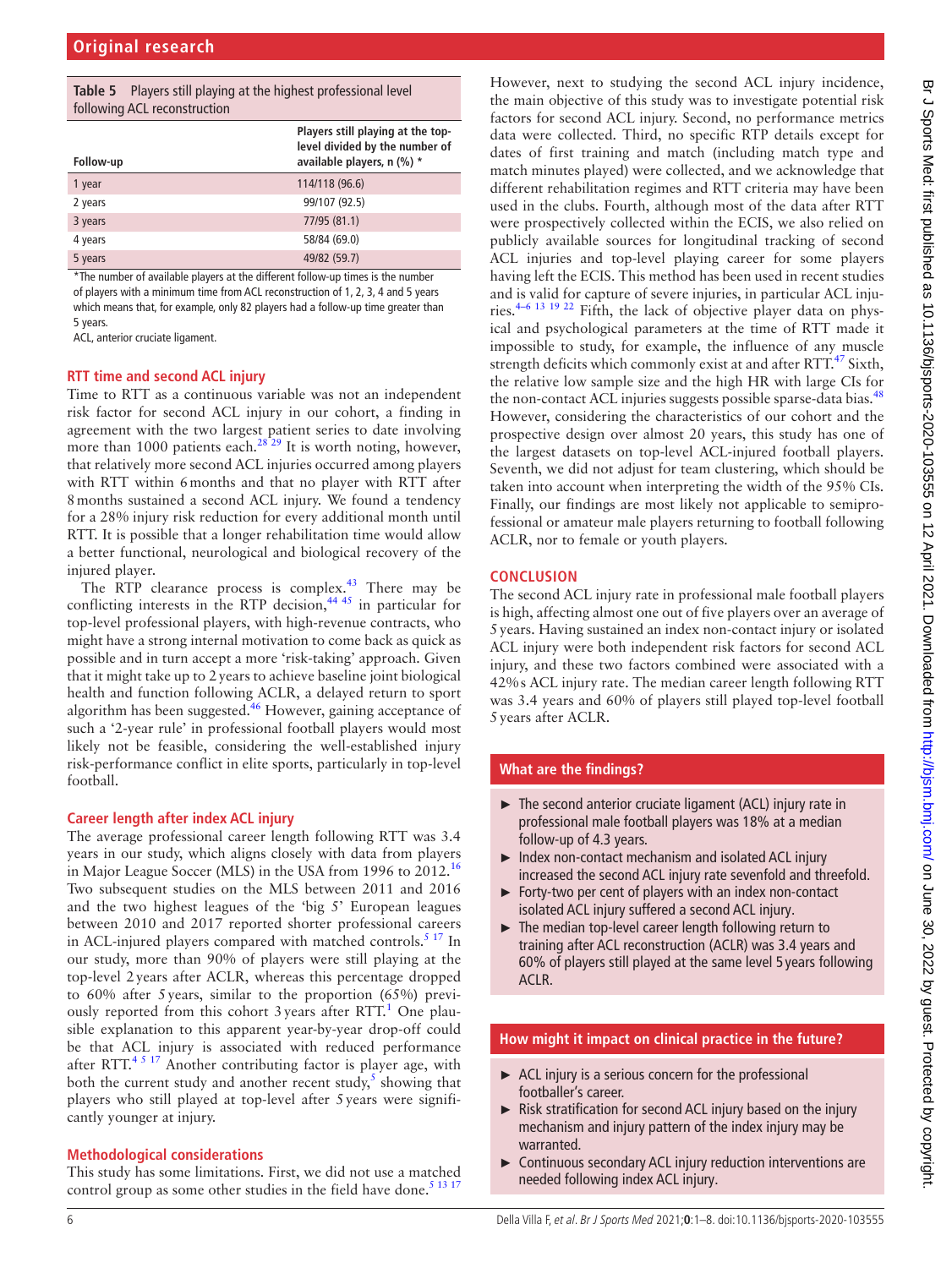**Table 5** Players still playing at the highest professional level following ACL reconstruction

| Follow-up | Players still playing at the top-level divided by the number of available players, n (%) * |
|---|---|
| 1 year | 114/118 (96.6) |
| 2 years | 99/107 (92.5) |
| 3 years | 77/95 (81.1) |
| 4 years | 58/84 (69.0) |
| 5 years | 49/82 (59.7) |

*The number of available players at the different follow-up times is the number of players with a minimum time from ACL reconstruction of 1, 2, 3, 4 and 5 years which means that, for example, only 82 players had a follow-up time greater than 5 years.
ACL, anterior cruciate ligament.

## RTT time and second ACL injury

Time to RTT as a continuous variable was not an independent risk factor for second ACL injury in our cohort, a finding in agreement with the two largest patient series to date involving more than 1000 patients each.[28 29] It is worth noting, however, that relatively more second ACL injuries occurred among players with RTT within 6 months and that no player with RTT after 8 months sustained a second ACL injury. We found a tendency for a 28% injury risk reduction for every additional month until RTT. It is possible that a longer rehabilitation time would allow a better functional, neurological and biological recovery of the injured player.

The RTP clearance process is complex.[43] There may be conflicting interests in the RTP decision,[44 45] in particular for top-level professional players, with high-revenue contracts, who might have a strong internal motivation to come back as quick as possible and in turn accept a more 'risk-taking' approach. Given that it might take up to 2 years to achieve baseline joint biological health and function following ACLR, a delayed return to sport algorithm has been suggested.[46] However, gaining acceptance of such a '2-year rule' in professional football players would most likely not be feasible, considering the well-established injury risk-performance conflict in elite sports, particularly in top-level football.

## Career length after index ACL injury

The average professional career length following RTT was 3.4 years in our study, which aligns closely with data from players in Major League Soccer (MLS) in the USA from 1996 to 2012.[16] Two subsequent studies on the MLS between 2011 and 2016 and the two highest leagues of the 'big 5' European leagues between 2010 and 2017 reported shorter professional careers in ACL-injured players compared with matched controls.[5 17] In our study, more than 90% of players were still playing at the top-level 2 years after ACLR, whereas this percentage dropped to 60% after 5 years, similar to the proportion (65%) previously reported from this cohort 3 years after RTT.[1] One plausible explanation to this apparent year-by-year drop-off could be that ACL injury is associated with reduced performance after RTT.[4 5 17] Another contributing factor is player age, with both the current study and another recent study,[5] showing that players who still played at top-level after 5 years were significantly younger at injury.

## Methodological considerations

This study has some limitations. First, we did not use a matched control group as some other studies in the field have done.[5 13 17] However, next to studying the second ACL injury incidence, the main objective of this study was to investigate potential risk factors for second ACL injury. Second, no performance metrics data were collected. Third, no specific RTP details except for dates of first training and match (including match type and match minutes played) were collected, and we acknowledge that different rehabilitation regimes and RTT criteria may have been used in the clubs. Fourth, although most of the data after RTT were prospectively collected within the ECIS, we also relied on publicly available sources for longitudinal tracking of second ACL injuries and top-level playing career for some players having left the ECIS. This method has been used in recent studies and is valid for capture of severe injuries, in particular ACL injuries.[4–6 13 19 22] Fifth, the lack of objective player data on physical and psychological parameters at the time of RTT made it impossible to study, for example, the influence of any muscle strength deficits which commonly exist at and after RTT.[47] Sixth, the relative low sample size and the high HR with large CIs for the non-contact ACL injuries suggests possible sparse-data bias.[48] However, considering the characteristics of our cohort and the prospective design over almost 20 years, this study has one of the largest datasets on top-level ACL-injured football players. Seventh, we did not adjust for team clustering, which should be taken into account when interpreting the width of the 95% CIs. Finally, our findings are most likely not applicable to semiprofessional or amateur male players returning to football following ACLR, nor to female or youth players.

## CONCLUSION

The second ACL injury rate in professional male football players is high, affecting almost one out of five players over an average of 5 years. Having sustained an index non-contact injury or isolated ACL injury were both independent risk factors for second ACL injury, and these two factors combined were associated with a 42%s ACL injury rate. The median career length following RTT was 3.4 years and 60% of players still played top-level football 5 years after ACLR.

### What are the findings?

- The second anterior cruciate ligament (ACL) injury rate in professional male football players was 18% at a median follow-up of 4.3 years.
- Index non-contact mechanism and isolated ACL injury increased the second ACL injury rate sevenfold and threefold.
- Forty-two per cent of players with an index non-contact isolated ACL injury suffered a second ACL injury.
- The median top-level career length following return to training after ACL reconstruction (ACLR) was 3.4 years and 60% of players still played at the same level 5 years following ACLR.

### How might it impact on clinical practice in the future?

- ACL injury is a serious concern for the professional footballer's career.
- Risk stratification for second ACL injury based on the injury mechanism and injury pattern of the index injury may be warranted.
- Continuous secondary ACL injury reduction interventions are needed following index ACL injury.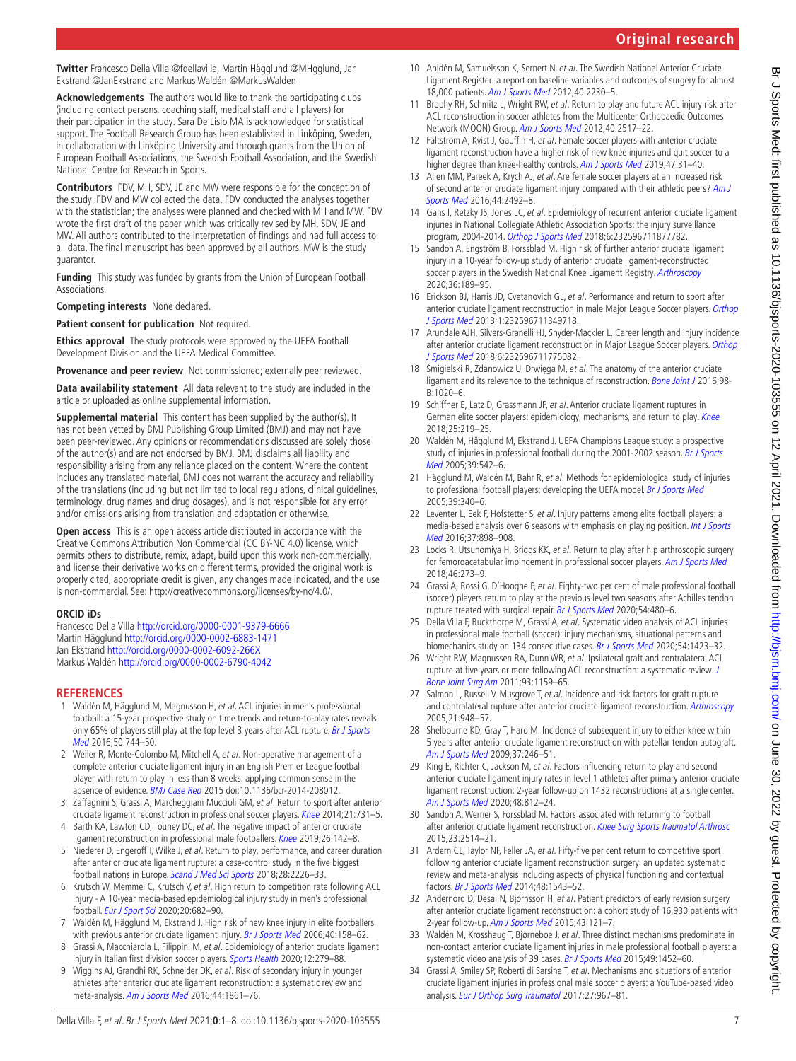**Twitter** Francesco Della Villa @fdellavilla, Martin Hägglund @MHgglund, Jan Ekstrand @JanEkstrand and Markus Waldén @MarkusWalden

**Acknowledgements** The authors would like to thank the participating clubs (including contact persons, coaching staff, medical staff and all players) for their participation in the study. Sara De Lisio MA is acknowledged for statistical support. The Football Research Group has been established in Linköping, Sweden, in collaboration with Linköping University and through grants from the Union of European Football Associations, the Swedish Football Association, and the Swedish National Centre for Research in Sports.

**Contributors** FDV, MH, SDV, JE and MW were responsible for the conception of the study. FDV and MW collected the data. FDV conducted the analyses together with the statistician; the analyses were planned and checked with MH and MW. FDV wrote the first draft of the paper which was critically revised by MH, SDV, JE and MW. All authors contributed to the interpretation of findings and had full access to all data. The final manuscript has been approved by all authors. MW is the study guarantor.

**Funding** This study was funded by grants from the Union of European Football Associations.

**Competing interests** None declared.

**Patient consent for publication** Not required.

**Ethics approval** The study protocols were approved by the UEFA Football Development Division and the UEFA Medical Committee.

**Provenance and peer review** Not commissioned; externally peer reviewed.

**Data availability statement** All data relevant to the study are included in the article or uploaded as online supplemental information.

**Supplemental material** This content has been supplied by the author(s). It has not been vetted by BMJ Publishing Group Limited (BMJ) and may not have been peer-reviewed. Any opinions or recommendations discussed are solely those of the author(s) and are not endorsed by BMJ. BMJ disclaims all liability and responsibility arising from any reliance placed on the content. Where the content includes any translated material, BMJ does not warrant the accuracy and reliability of the translations (including but not limited to local regulations, clinical guidelines, terminology, drug names and drug dosages), and is not responsible for any error and/or omissions arising from translation and adaptation or otherwise.

**Open access** This is an open access article distributed in accordance with the Creative Commons Attribution Non Commercial (CC BY-NC 4.0) license, which permits others to distribute, remix, adapt, build upon this work non-commercially, and license their derivative works on different terms, provided the original work is properly cited, appropriate credit is given, any changes made indicated, and the use is non-commercial. See: http://creativecommons.org/licenses/by-nc/4.0/.

**ORCID iDs**

Francesco Della Villa http://orcid.org/0000-0001-9379-6666
Martin Hägglund http://orcid.org/0000-0002-6883-1471
Jan Ekstrand http://orcid.org/0000-0002-6092-266X
Markus Waldén http://orcid.org/0000-0002-6790-4042

## REFERENCES

1. Waldén M, Hägglund M, Magnusson H, *et al*. ACL injuries in men's professional football: a 15-year prospective study on time trends and return-to-play rates reveals only 65% of players still play at the top level 3 years after ACL rupture. *Br J Sports Med* 2016;50:744–50.
2. Weiler R, Monte-Colombo M, Mitchell A, *et al*. Non-operative management of a complete anterior cruciate ligament injury in an English Premier League football player with return to play in less than 8 weeks: applying common sense in the absence of evidence. *BMJ Case Rep* 2015 doi:10.1136/bcr-2014-208012.
3. Zaffagnini S, Grassi A, Marcheggiani Muccioli GM, *et al*. Return to sport after anterior cruciate ligament reconstruction in professional soccer players. *Knee* 2014;21:731–5.
4. Barth KA, Lawton CD, Touhey DC, *et al*. The negative impact of anterior cruciate ligament reconstruction in professional male footballers. *Knee* 2019;26:142–8.
5. Niederer D, Engeroff T, Wilke J, *et al*. Return to play, performance, and career duration after anterior cruciate ligament rupture: a case-control study in the five biggest football nations in Europe. *Scand J Med Sci Sports* 2018;28:2226–33.
6. Krutsch W, Memmel C, Krutsch V, *et al*. High return to competition rate following ACL injury - A 10-year media-based epidemiological injury study in men's professional football. *Eur J Sport Sci* 2020;20:682–90.
7. Waldén M, Hägglund M, Ekstrand J. High risk of new knee injury in elite footballers with previous anterior cruciate ligament injury. *Br J Sports Med* 2006;40:158–62.
8. Grassi A, Macchiarola L, Filippini M, *et al*. Epidemiology of anterior cruciate ligament injury in Italian first division soccer players. *Sports Health* 2020;12:279–88.
9. Wiggins AJ, Grandhi RK, Schneider DK, *et al*. Risk of secondary injury in younger athletes after anterior cruciate ligament reconstruction: a systematic review and meta-analysis. *Am J Sports Med* 2016;44:1861–76.
10. Ahldén M, Samuelsson K, Sernert N, *et al*. The Swedish National Anterior Cruciate Ligament Register: a report on baseline variables and outcomes of surgery for almost 18,000 patients. *Am J Sports Med* 2012;40:2230–5.
11. Brophy RH, Schmitz L, Wright RW, *et al*. Return to play and future ACL injury risk after ACL reconstruction in soccer athletes from the Multicenter Orthopaedic Outcomes Network (MOON) Group. *Am J Sports Med* 2012;40:2517–22.
12. Fältström A, Kvist J, Gauffin H, *et al*. Female soccer players with anterior cruciate ligament reconstruction have a higher risk of new knee injuries and quit soccer to a higher degree than knee-healthy controls. *Am J Sports Med* 2019;47:31–40.
13. Allen MM, Pareek A, Krych AJ, *et al*. Are female soccer players at an increased risk of second anterior cruciate ligament injury compared with their athletic peers? *Am J Sports Med* 2016;44:2492–8.
14. Gans I, Retzky JS, Jones LC, *et al*. Epidemiology of recurrent anterior cruciate ligament injuries in National Collegiate Athletic Association Sports: the injury surveillance program, 2004-2014. *Orthop J Sports Med* 2018;6:232596711877782.
15. Sandon A, Engström B, Forssblad M. High risk of further anterior cruciate ligament injury in a 10-year follow-up study of anterior cruciate ligament-reconstructed soccer players in the Swedish National Knee Ligament Registry. *Arthroscopy* 2020;36:189–95.
16. Erickson BJ, Harris JD, Cvetanovich GL, *et al*. Performance and return to sport after anterior cruciate ligament reconstruction in male Major League Soccer players. *Orthop J Sports Med* 2013;1:232596711349718.
17. Arundale AJH, Silvers-Granelli HJ, Snyder-Mackler L. Career length and injury incidence after anterior cruciate ligament reconstruction in Major League Soccer players. *Orthop J Sports Med* 2018;6:232596711775082.
18. Śmigielski R, Zdanowicz U, Drwiega M, *et al*. The anatomy of the anterior cruciate ligament and its relevance to the technique of reconstruction. *Bone Joint J* 2016;98-B:1020–6.
19. Schiffner E, Latz D, Grassmann JP, *et al*. Anterior cruciate ligament ruptures in German elite soccer players: epidemiology, mechanisms, and return to play. *Knee* 2018;25:219–25.
20. Waldén M, Hägglund M, Ekstrand J. UEFA Champions League study: a prospective study of injuries in professional football during the 2001-2002 season. *Br J Sports Med* 2005;39:542–6.
21. Hägglund M, Waldén M, Bahr R, *et al*. Methods for epidemiological study of injuries to professional football players: developing the UEFA model. *Br J Sports Med* 2005;39:340–6.
22. Leventer L, Eek F, Hofstetter S, *et al*. Injury patterns among elite football players: a media-based analysis over 6 seasons with emphasis on playing position. *Int J Sports Med* 2016;37:898–908.
23. Locks R, Utsunomiya H, Briggs KK, *et al*. Return to play after hip arthroscopic surgery for femoroacetabular impingement in professional soccer players. *Am J Sports Med* 2018;46:273–9.
24. Grassi A, Rossi G, D'Hooghe P, *et al*. Eighty-two per cent of male professional football (soccer) players return to play at the previous level two seasons after Achilles tendon rupture treated with surgical repair. *Br J Sports Med* 2020;54:480–6.
25. Della Villa F, Buckthorpe M, Grassi A, *et al*. Systematic video analysis of ACL injuries in professional male football (soccer): injury mechanisms, situational patterns and biomechanics study on 134 consecutive cases. *Br J Sports Med* 2020;54:1423–32.
26. Wright RW, Magnussen RA, Dunn WR, *et al*. Ipsilateral graft and contralateral ACL rupture at five years or more following ACL reconstruction: a systematic review. *J Bone Joint Surg Am* 2011;93:1159–65.
27. Salmon L, Russell V, Musgrove T, *et al*. Incidence and risk factors for graft rupture and contralateral rupture after anterior cruciate ligament reconstruction. *Arthroscopy* 2005;21:948–57.
28. Shelbourne KD, Gray T, Haro M. Incidence of subsequent injury to either knee within 5 years after anterior cruciate ligament reconstruction with patellar tendon autograft. *Am J Sports Med* 2009;37:246–51.
29. King E, Richter C, Jackson M, *et al*. Factors influencing return to play and second anterior cruciate ligament injury rates in level 1 athletes after primary anterior cruciate ligament reconstruction: 2-year follow-up on 1432 reconstructions at a single center. *Am J Sports Med* 2020;48:812–24.
30. Sandon A, Werner S, Forssblad M. Factors associated with returning to football after anterior cruciate ligament reconstruction. *Knee Surg Sports Traumatol Arthrosc* 2015;23:2514–21.
31. Ardern CL, Taylor NF, Feller JA, *et al*. Fifty-five per cent return to competitive sport following anterior cruciate ligament reconstruction surgery: an updated systematic review and meta-analysis including aspects of physical functioning and contextual factors. *Br J Sports Med* 2014;48:1543–52.
32. Andernord D, Desai N, Björnsson H, *et al*. Patient predictors of early revision surgery after anterior cruciate ligament reconstruction: a cohort study of 16,930 patients with 2-year follow-up. *Am J Sports Med* 2015;43:121–7.
33. Waldén M, Krosshaug T, Bjørneboe J, *et al*. Three distinct mechanisms predominate in non-contact anterior cruciate ligament injuries in male professional football players: a systematic video analysis of 39 cases. *Br J Sports Med* 2015;49:1452–60.
34. Grassi A, Smiley SP, Roberti di Sarsina T, *et al*. Mechanisms and situations of anterior cruciate ligament injuries in professional male soccer players: a YouTube-based video analysis. *Eur J Orthop Surg Traumatol* 2017;27:967–81.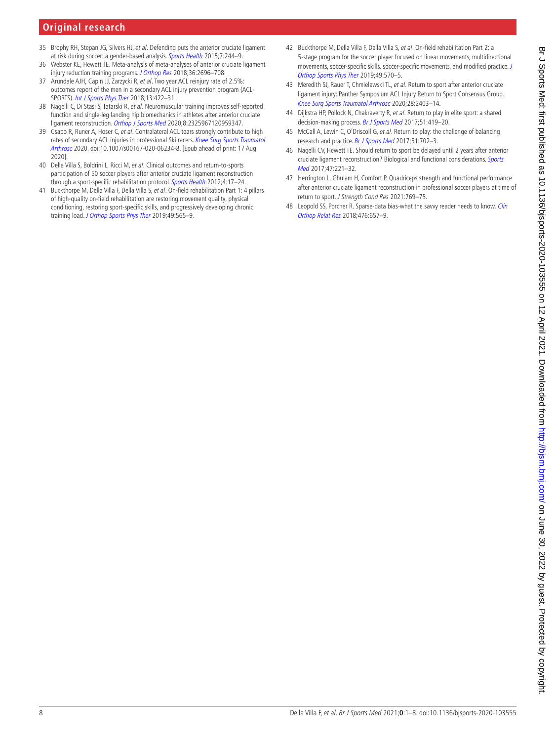35 Brophy RH, Stepan JG, Silvers HJ, *et al*. Defending puts the anterior cruciate ligament at risk during soccer: a gender-based analysis. *Sports Health* 2015;7:244–9.

36 Webster KE, Hewett TE. Meta-analysis of meta-analyses of anterior cruciate ligament injury reduction training programs. *J Orthop Res* 2018;36:2696–708.

37 Arundale AJH, Capin JJ, Zarzycki R, *et al*. Two year ACL reinjury rate of 2.5%: outcomes report of the men in a secondary ACL injury prevention program (ACL-SPORTS). *Int J Sports Phys Ther* 2018;13:422–31.

38 Nagelli C, Di Stasi S, Tatarski R, *et al*. Neuromuscular training improves self-reported function and single-leg landing hip biomechanics in athletes after anterior cruciate ligament reconstruction. *Orthop J Sports Med* 2020;8:2325967120959347.

39 Csapo R, Runer A, Hoser C, *et al*. Contralateral ACL tears strongly contribute to high rates of secondary ACL injuries in professional Ski racers. *Knee Surg Sports Traumatol Arthrosc* 2020. doi:10.1007/s00167-020-06234-8. [Epub ahead of print: 17 Aug 2020].

40 Della Villa S, Boldrini L, Ricci M, *et al*. Clinical outcomes and return-to-sports participation of 50 soccer players after anterior cruciate ligament reconstruction through a sport-specific rehabilitation protocol. *Sports Health* 2012;4:17–24.

41 Buckthorpe M, Della Villa F, Della Villa S, *et al*. On-field rehabilitation Part 1: 4 pillars of high-quality on-field rehabilitation are restoring movement quality, physical conditioning, restoring sport-specific skills, and progressively developing chronic training load. *J Orthop Sports Phys Ther* 2019;49:565–9.

42 Buckthorpe M, Della Villa F, Della Villa S, *et al*. On-field rehabilitation Part 2: a 5-stage program for the soccer player focused on linear movements, multidirectional movements, soccer-specific skills, soccer-specific movements, and modified practice. *J Orthop Sports Phys Ther* 2019;49:570–5.

43 Meredith SJ, Rauer T, Chmielewski TL, *et al*. Return to sport after anterior cruciate ligament injury: Panther Symposium ACL Injury Return to Sport Consensus Group. *Knee Surg Sports Traumatol Arthrosc* 2020;28:2403–14.

44 Dijkstra HP, Pollock N, Chakraverty R, *et al*. Return to play in elite sport: a shared decision-making process. *Br J Sports Med* 2017;51:419–20.

45 McCall A, Lewin C, O'Driscoll G, *et al*. Return to play: the challenge of balancing research and practice. *Br J Sports Med* 2017;51:702–3.

46 Nagelli CV, Hewett TE. Should return to sport be delayed until 2 years after anterior cruciate ligament reconstruction? Biological and functional considerations. *Sports Med* 2017;47:221–32.

47 Herrington L, Ghulam H, Comfort P. Quadriceps strength and functional performance after anterior cruciate ligament reconstruction in professional soccer players at time of return to sport. *J Strength Cond Res* 2021:769–75.

48 Leopold SS, Porcher R. Sparse-data bias-what the savvy reader needs to know. *Clin Orthop Relat Res* 2018;476:657–9.